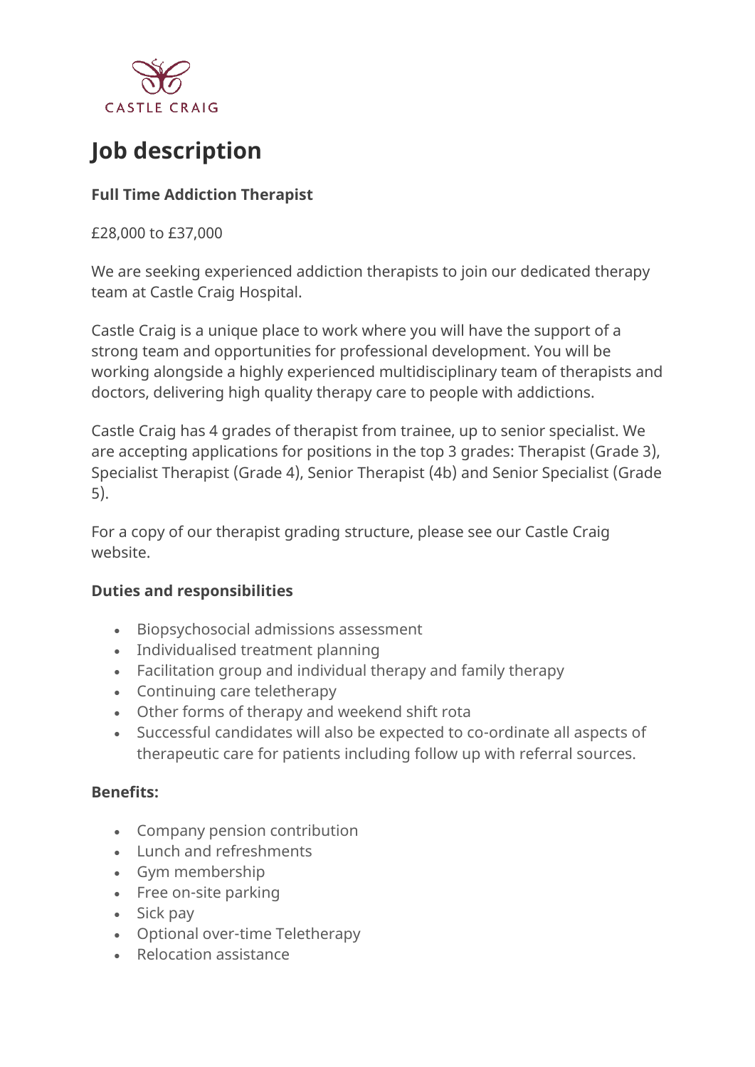CASTLE CRAIG

# Job description

**Full Time Addiction Therapist**

£28,000 to £37,000

We are seeking experienced addiction therapists to join our dedicated therapy team at Castle Craig Hospital.

Castle Craig is a unique place to work where you will have the support of a strong team and opportunities for professional development. You will be working alongside a highly experienced multidisciplinary team of therapists and doctors, delivering high quality therapy care to people with addictions.

Castle Craig has 4 grades of therapist from trainee, up to senior specialist. We are accepting applications for positions in the top 3 grades: Therapist (Grade 3), Specialist Therapist (Grade 4), Senior Therapist (4b) and Senior Specialist (Grade 5).

For a copy of our therapist grading structure, please see our Castle Craig website.

**Duties and responsibilities**

- Biopsychosocial admissions assessment
- Individualised treatment planning
- Facilitation group and individual therapy and family therapy
- Continuing care teletherapy
- Other forms of therapy and weekend shift rota
- Successful candidates will also be expected to co-ordinate all aspects of therapeutic care for patients including follow up with referral sources.

**Benefits:**

- Company pension contribution
- Lunch and refreshments
- Gym membership
- Free on-site parking
- Sick pay
- Optional over-time Teletherapy
- Relocation assistance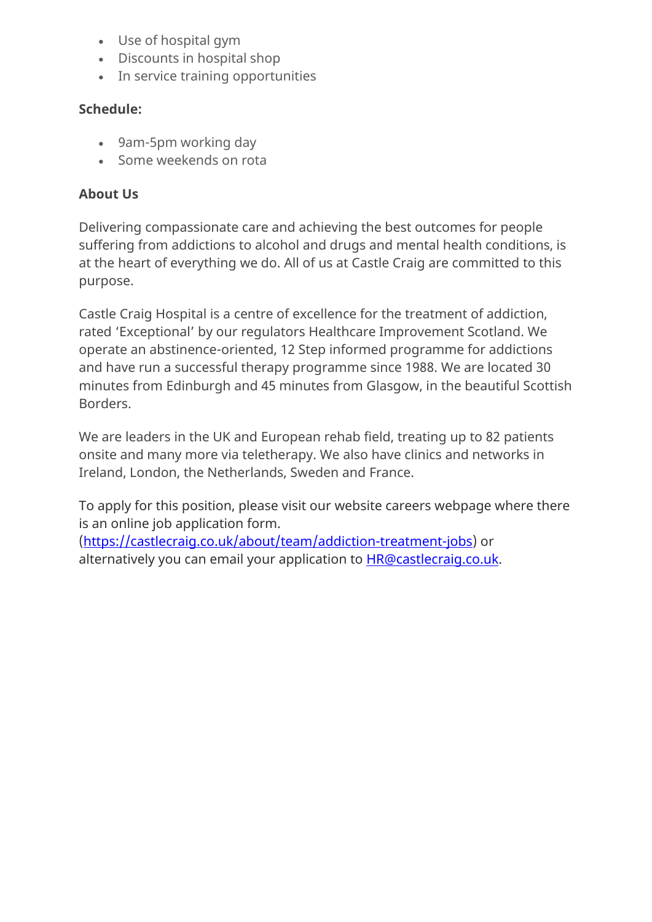- Use of hospital gym
- Discounts in hospital shop
- In service training opportunities

**Schedule:**

- 9am-5pm working day
- Some weekends on rota

**About Us**

Delivering compassionate care and achieving the best outcomes for people suffering from addictions to alcohol and drugs and mental health conditions, is at the heart of everything we do. All of us at Castle Craig are committed to this purpose.

Castle Craig Hospital is a centre of excellence for the treatment of addiction, rated 'Exceptional' by our regulators Healthcare Improvement Scotland. We operate an abstinence-oriented, 12 Step informed programme for addictions and have run a successful therapy programme since 1988. We are located 30 minutes from Edinburgh and 45 minutes from Glasgow, in the beautiful Scottish Borders.

We are leaders in the UK and European rehab field, treating up to 82 patients onsite and many more via teletherapy. We also have clinics and networks in Ireland, London, the Netherlands, Sweden and France.

To apply for this position, please visit our website careers webpage where there is an online job application form. ([https://castlecraig.co.uk/about/team/addiction-treatment-jobs](https://castlecraig.co.uk/about/team/addiction-treatment-jobs)) or alternatively you can email your application to [HR@castlecraig.co.uk](mailto:HR@castlecraig.co.uk).